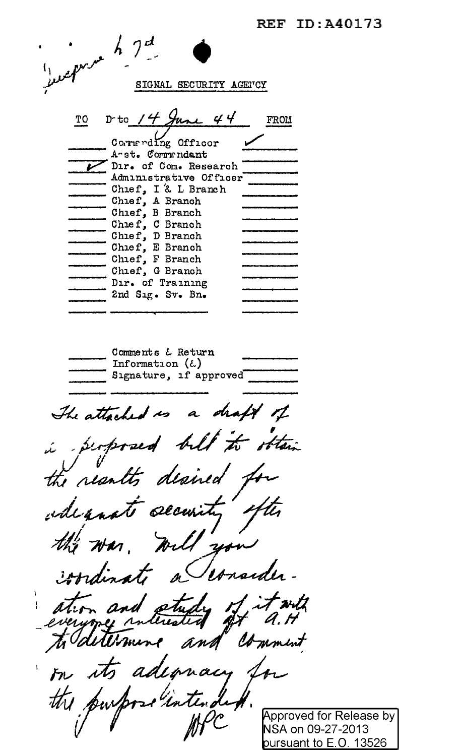REF ID:A40173

Incl. to 7d

SIGNAL SECURITY AGENCY

| TO | D-te 14 June 44 | FROM |
|---|---|---|
| | Commanding Officer | ✓ |
| | Asst. Commandant | |
| ✓ | Dir. of Com. Research | |
| | Administrative Officer | |
| | Chief, I & L Branch | |
| | Chief, A Branch | |
| | Chief, B Branch | |
| | Chief, C Branch | |
| | Chief, D Branch | |
| | Chief, E Branch | |
| | Chief, F Branch | |
| | Chief, G Branch | |
| | Dir. of Training | |
| | 2nd Sig. Sv. Bn. | |
| | | |
| | Comments & Return | |
| | Information (L) | |
| | Signature, if approved | |

The attached is a draft of a proposed bill to obtain the results desired for adequate security after the war. Will you coordinate a consideration and study of it with everyone interested at A.H. to determine and comment on its adequacy for the purpose intended.

WPC

Approved for Release by NSA on 09-27-2013 pursuant to E.O. 13526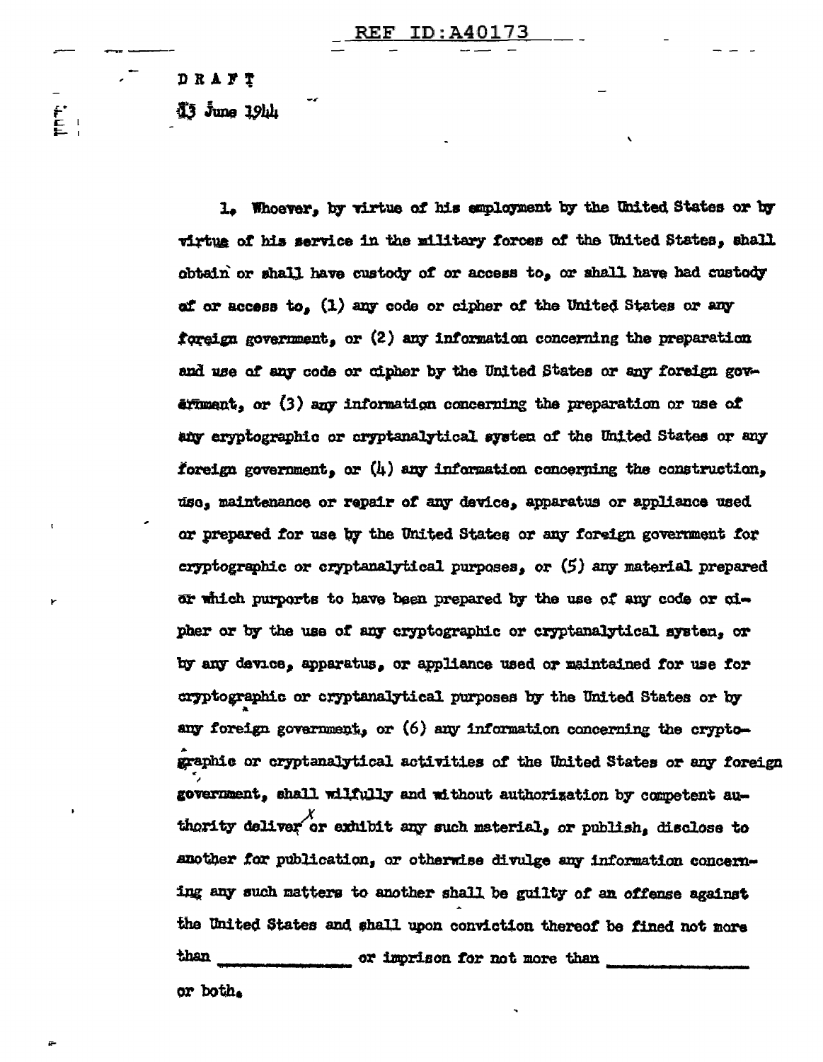DRAFT

13 June 1944

1. Whoever, by virtue of his employment by the United States or by virtue of his service in the military forces of the United States, shall obtain or shall have custody of or access to, or shall have had custody of or access to, (1) any code or cipher of the United States or any foreign government, or (2) any information concerning the preparation and use of any code or cipher by the United States or any foreign government, or (3) any information concerning the preparation or use of any cryptographic or cryptanalytical system of the United States or any foreign government, or (4) any information concerning the construction, use, maintenance or repair of any device, apparatus or appliance used or prepared for use by the United States or any foreign government for cryptographic or cryptanalytical purposes, or (5) any material prepared or which purports to have been prepared by the use of any code or cipher or by the use of any cryptographic or cryptanalytical system, or by any device, apparatus, or appliance used or maintained for use for cryptographic or cryptanalytical purposes by the United States or by any foreign government, or (6) any information concerning the cryptographic or cryptanalytical activities of the United States or any foreign government, shall wilfully and without authorization by competent authority deliver or exhibit any such material, or publish, disclose to another for publication, or otherwise divulge any information concerning any such matters to another shall be guilty of an offense against the United States and shall upon conviction thereof be fined not more than ______________ or imprison for not more than ______________ or both.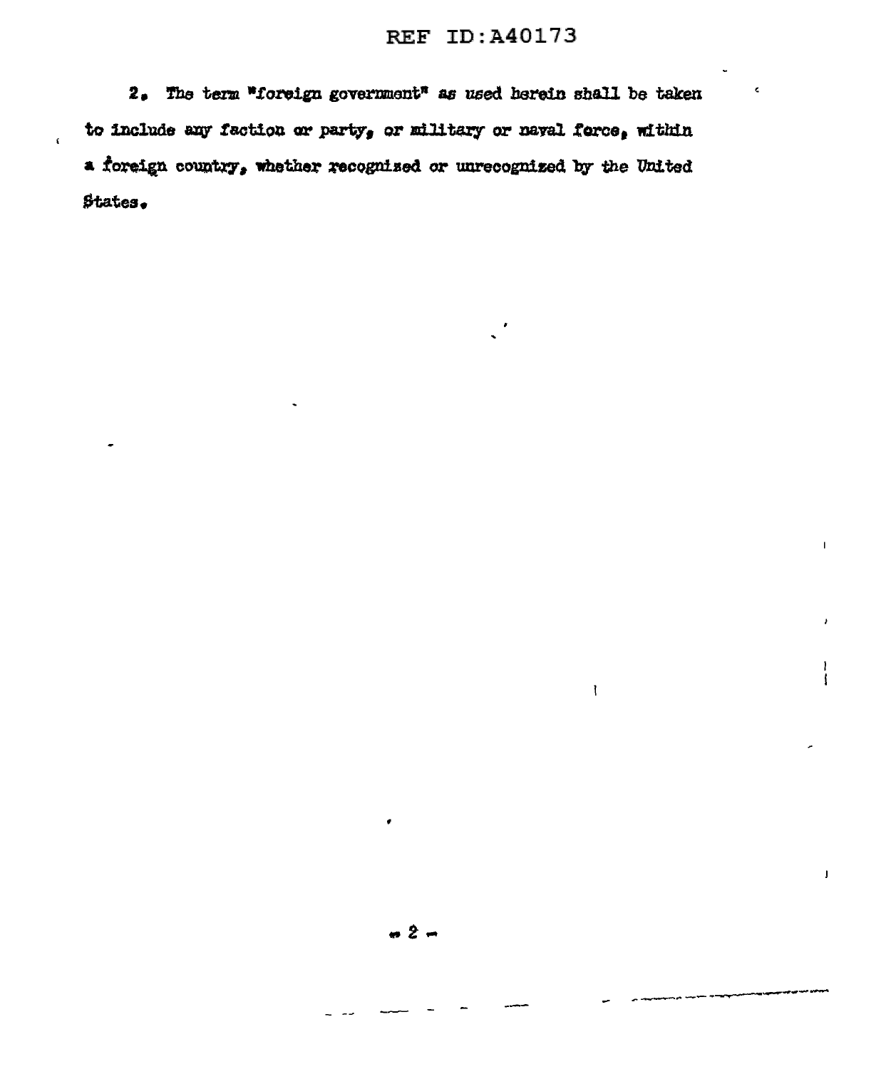2. The term "foreign government" as used herein shall be taken to include any faction or party, or military or naval force, within a foreign country, whether recognized or unrecognized by the United States.